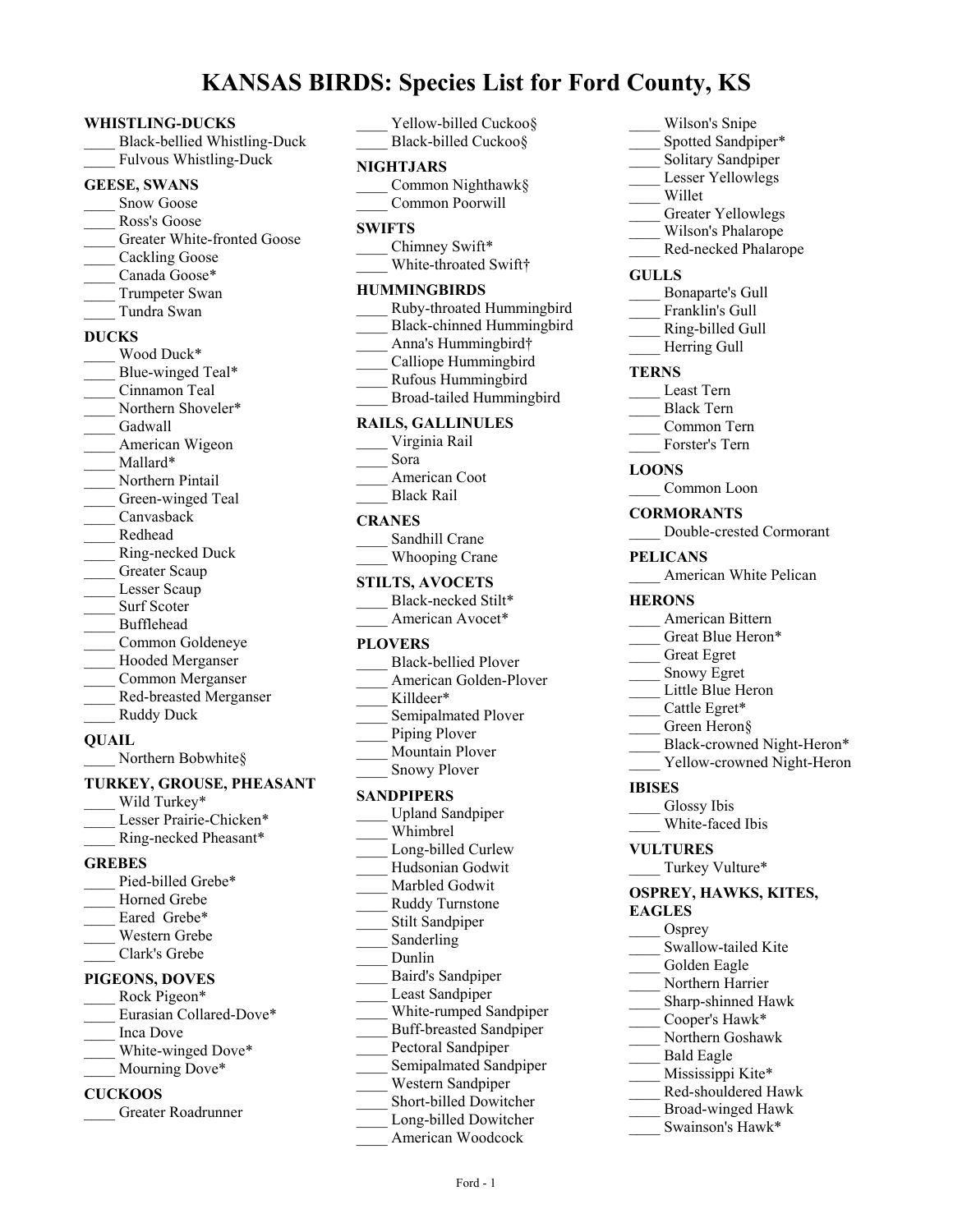# KANSAS BIRDS: Species List for Ford County, KS

## WHISTLING-DUCKS
____ Black-bellied Whistling-Duck
____ Fulvous Whistling-Duck

## GEESE, SWANS
____ Snow Goose
____ Ross's Goose
____ Greater White-fronted Goose
____ Cackling Goose
____ Canada Goose*
____ Trumpeter Swan
____ Tundra Swan

## DUCKS
____ Wood Duck*
____ Blue-winged Teal*
____ Cinnamon Teal
____ Northern Shoveler*
____ Gadwall
____ American Wigeon
____ Mallard*
____ Northern Pintail
____ Green-winged Teal
____ Canvasback
____ Redhead
____ Ring-necked Duck
____ Greater Scaup
____ Lesser Scaup
____ Surf Scoter
____ Bufflehead
____ Common Goldeneye
____ Hooded Merganser
____ Common Merganser
____ Red-breasted Merganser
____ Ruddy Duck

## QUAIL
____ Northern Bobwhite§

## TURKEY, GROUSE, PHEASANT
____ Wild Turkey*
____ Lesser Prairie-Chicken*
____ Ring-necked Pheasant*

## GREBES
____ Pied-billed Grebe*
____ Horned Grebe
____ Eared Grebe*
____ Western Grebe
____ Clark's Grebe

## PIGEONS, DOVES
____ Rock Pigeon*
____ Eurasian Collared-Dove*
____ Inca Dove
____ White-winged Dove*
____ Mourning Dove*

## CUCKOOS
____ Greater Roadrunner
____ Yellow-billed Cuckoo§
____ Black-billed Cuckoo§

## NIGHTJARS
____ Common Nighthawk§
____ Common Poorwill

## SWIFTS
____ Chimney Swift*
____ White-throated Swift†

## HUMMINGBIRDS
____ Ruby-throated Hummingbird
____ Black-chinned Hummingbird
____ Anna's Hummingbird†
____ Calliope Hummingbird
____ Rufous Hummingbird
____ Broad-tailed Hummingbird

## RAILS, GALLINULES
____ Virginia Rail
____ Sora
____ American Coot
____ Black Rail

## CRANES
____ Sandhill Crane
____ Whooping Crane

## STILTS, AVOCETS
____ Black-necked Stilt*
____ American Avocet*

## PLOVERS
____ Black-bellied Plover
____ American Golden-Plover
____ Killdeer*
____ Semipalmated Plover
____ Piping Plover
____ Mountain Plover
____ Snowy Plover

## SANDPIPERS
____ Upland Sandpiper
____ Whimbrel
____ Long-billed Curlew
____ Hudsonian Godwit
____ Marbled Godwit
____ Ruddy Turnstone
____ Stilt Sandpiper
____ Sanderling
____ Dunlin
____ Baird's Sandpiper
____ Least Sandpiper
____ White-rumped Sandpiper
____ Buff-breasted Sandpiper
____ Pectoral Sandpiper
____ Semipalmated Sandpiper
____ Western Sandpiper
____ Short-billed Dowitcher
____ Long-billed Dowitcher
____ American Woodcock
____ Wilson's Snipe
____ Spotted Sandpiper*
____ Solitary Sandpiper
____ Lesser Yellowlegs
____ Willet
____ Greater Yellowlegs
____ Wilson's Phalarope
____ Red-necked Phalarope

## GULLS
____ Bonaparte's Gull
____ Franklin's Gull
____ Ring-billed Gull
____ Herring Gull

## TERNS
____ Least Tern
____ Black Tern
____ Common Tern
____ Forster's Tern

## LOONS
____ Common Loon

## CORMORANTS
____ Double-crested Cormorant

## PELICANS
____ American White Pelican

## HERONS
____ American Bittern
____ Great Blue Heron*
____ Great Egret
____ Snowy Egret
____ Little Blue Heron
____ Cattle Egret*
____ Green Heron§
____ Black-crowned Night-Heron*
____ Yellow-crowned Night-Heron

## IBISES
____ Glossy Ibis
____ White-faced Ibis

## VULTURES
____ Turkey Vulture*

## OSPREY, HAWKS, KITES, EAGLES
____ Osprey
____ Swallow-tailed Kite
____ Golden Eagle
____ Northern Harrier
____ Sharp-shinned Hawk
____ Cooper's Hawk*
____ Northern Goshawk
____ Bald Eagle
____ Mississippi Kite*
____ Red-shouldered Hawk
____ Broad-winged Hawk
____ Swainson's Hawk*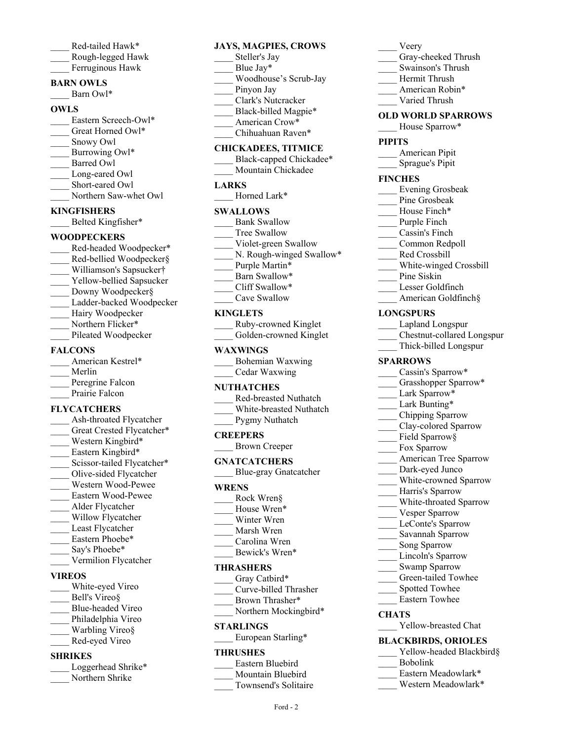____ Red-tailed Hawk*
____ Rough-legged Hawk
____ Ferruginous Hawk

**BARN OWLS**

____ Barn Owl*

**OWLS**

____ Eastern Screech-Owl*
____ Great Horned Owl*
____ Snowy Owl
____ Burrowing Owl*
____ Barred Owl
____ Long-eared Owl
____ Short-eared Owl
____ Northern Saw-whet Owl

**KINGFISHERS**

____ Belted Kingfisher*

**WOODPECKERS**

____ Red-headed Woodpecker*
____ Red-bellied Woodpecker§
____ Williamson's Sapsucker†
____ Yellow-bellied Sapsucker
____ Downy Woodpecker§
____ Ladder-backed Woodpecker
____ Hairy Woodpecker
____ Northern Flicker*
____ Pileated Woodpecker

**FALCONS**

____ American Kestrel*
____ Merlin
____ Peregrine Falcon
____ Prairie Falcon

**FLYCATCHERS**

____ Ash-throated Flycatcher
____ Great Crested Flycatcher*
____ Western Kingbird*
____ Eastern Kingbird*
____ Scissor-tailed Flycatcher*
____ Olive-sided Flycatcher
____ Western Wood-Pewee
____ Eastern Wood-Pewee
____ Alder Flycatcher
____ Willow Flycatcher
____ Least Flycatcher
____ Eastern Phoebe*
____ Say's Phoebe*
____ Vermilion Flycatcher

**VIREOS**

____ White-eyed Vireo
____ Bell's Vireo§
____ Blue-headed Vireo
____ Philadelphia Vireo
____ Warbling Vireo§
____ Red-eyed Vireo

**SHRIKES**

____ Loggerhead Shrike*
____ Northern Shrike

**JAYS, MAGPIES, CROWS**

____ Steller's Jay
____ Blue Jay*
____ Woodhouse's Scrub-Jay
____ Pinyon Jay
____ Clark's Nutcracker
____ Black-billed Magpie*
____ American Crow*
____ Chihuahuan Raven*

**CHICKADEES, TITMICE**

____ Black-capped Chickadee*
____ Mountain Chickadee

**LARKS**

____ Horned Lark*

**SWALLOWS**

____ Bank Swallow
____ Tree Swallow
____ Violet-green Swallow
____ N. Rough-winged Swallow*
____ Purple Martin*
____ Barn Swallow*
____ Cliff Swallow*
____ Cave Swallow

**KINGLETS**

____ Ruby-crowned Kinglet
____ Golden-crowned Kinglet

**WAXWINGS**

____ Bohemian Waxwing
____ Cedar Waxwing

**NUTHATCHES**

____ Red-breasted Nuthatch
____ White-breasted Nuthatch
____ Pygmy Nuthatch

**CREEPERS**

____ Brown Creeper

**GNATCATCHERS**

____ Blue-gray Gnatcatcher

**WRENS**

____ Rock Wren§
____ House Wren*
____ Winter Wren
____ Marsh Wren
____ Carolina Wren
____ Bewick's Wren*

**THRASHERS**

____ Gray Catbird*
____ Curve-billed Thrasher
____ Brown Thrasher*
____ Northern Mockingbird*

**STARLINGS**

____ European Starling*

**THRUSHES**

____ Eastern Bluebird
____ Mountain Bluebird
____ Townsend's Solitaire
____ Veery
____ Gray-cheeked Thrush
____ Swainson's Thrush
____ Hermit Thrush
____ American Robin*
____ Varied Thrush

**OLD WORLD SPARROWS**

____ House Sparrow*

**PIPITS**

____ American Pipit
____ Sprague's Pipit

**FINCHES**

____ Evening Grosbeak
____ Pine Grosbeak
____ House Finch*
____ Purple Finch
____ Cassin's Finch
____ Common Redpoll
____ Red Crossbill
____ White-winged Crossbill
____ Pine Siskin
____ Lesser Goldfinch
____ American Goldfinch§

**LONGSPURS**

____ Lapland Longspur
____ Chestnut-collared Longspur
____ Thick-billed Longspur

**SPARROWS**

____ Cassin's Sparrow*
____ Grasshopper Sparrow*
____ Lark Sparrow*
____ Lark Bunting*
____ Chipping Sparrow
____ Clay-colored Sparrow
____ Field Sparrow§
____ Fox Sparrow
____ American Tree Sparrow
____ Dark-eyed Junco
____ White-crowned Sparrow
____ Harris's Sparrow
____ White-throated Sparrow
____ Vesper Sparrow
____ LeConte's Sparrow
____ Savannah Sparrow
____ Song Sparrow
____ Lincoln's Sparrow
____ Swamp Sparrow
____ Green-tailed Towhee
____ Spotted Towhee
____ Eastern Towhee

**CHATS**

____ Yellow-breasted Chat

**BLACKBIRDS, ORIOLES**

____ Yellow-headed Blackbird§
____ Bobolink
____ Eastern Meadowlark*
____ Western Meadowlark*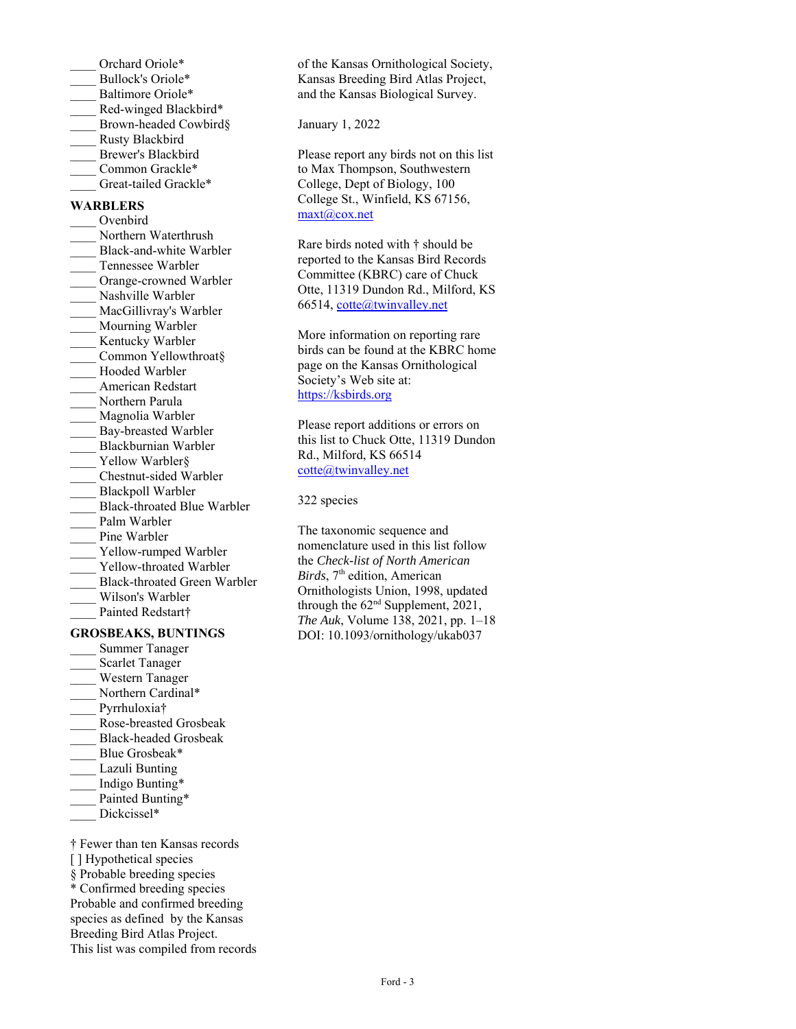____ Orchard Oriole*
____ Bullock's Oriole*
____ Baltimore Oriole*
____ Red-winged Blackbird*
____ Brown-headed Cowbird§
____ Rusty Blackbird
____ Brewer's Blackbird
____ Common Grackle*
____ Great-tailed Grackle*

**WARBLERS**

____ Ovenbird
____ Northern Waterthrush
____ Black-and-white Warbler
____ Tennessee Warbler
____ Orange-crowned Warbler
____ Nashville Warbler
____ MacGillivray's Warbler
____ Mourning Warbler
____ Kentucky Warbler
____ Common Yellowthroat§
____ Hooded Warbler
____ American Redstart
____ Northern Parula
____ Magnolia Warbler
____ Bay-breasted Warbler
____ Blackburnian Warbler
____ Yellow Warbler§
____ Chestnut-sided Warbler
____ Blackpoll Warbler
____ Black-throated Blue Warbler
____ Palm Warbler
____ Pine Warbler
____ Yellow-rumped Warbler
____ Yellow-throated Warbler
____ Black-throated Green Warbler
____ Wilson's Warbler
____ Painted Redstart†

**GROSBEAKS, BUNTINGS**

____ Summer Tanager
____ Scarlet Tanager
____ Western Tanager
____ Northern Cardinal*
____ Pyrrhuloxia†
____ Rose-breasted Grosbeak
____ Black-headed Grosbeak
____ Blue Grosbeak*
____ Lazuli Bunting
____ Indigo Bunting*
____ Painted Bunting*
____ Dickcissel*

† Fewer than ten Kansas records
[ ] Hypothetical species
§ Probable breeding species
* Confirmed breeding species
Probable and confirmed breeding species as defined by the Kansas Breeding Bird Atlas Project.
This list was compiled from records of the Kansas Ornithological Society, Kansas Breeding Bird Atlas Project, and the Kansas Biological Survey.

January 1, 2022

Please report any birds not on this list to Max Thompson, Southwestern College, Dept of Biology, 100 College St., Winfield, KS 67156, maxt@cox.net

Rare birds noted with † should be reported to the Kansas Bird Records Committee (KBRC) care of Chuck Otte, 11319 Dundon Rd., Milford, KS 66514, cotte@twinvalley.net

More information on reporting rare birds can be found at the KBRC home page on the Kansas Ornithological Society's Web site at: https://ksbirds.org

Please report additions or errors on this list to Chuck Otte, 11319 Dundon Rd., Milford, KS 66514 cotte@twinvalley.net

322 species

The taxonomic sequence and nomenclature used in this list follow the *Check-list of North American Birds*, 7th edition, American Ornithologists Union, 1998, updated through the 62nd Supplement, 2021, *The Auk*, Volume 138, 2021, pp. 1–18 DOI: 10.1093/ornithology/ukab037